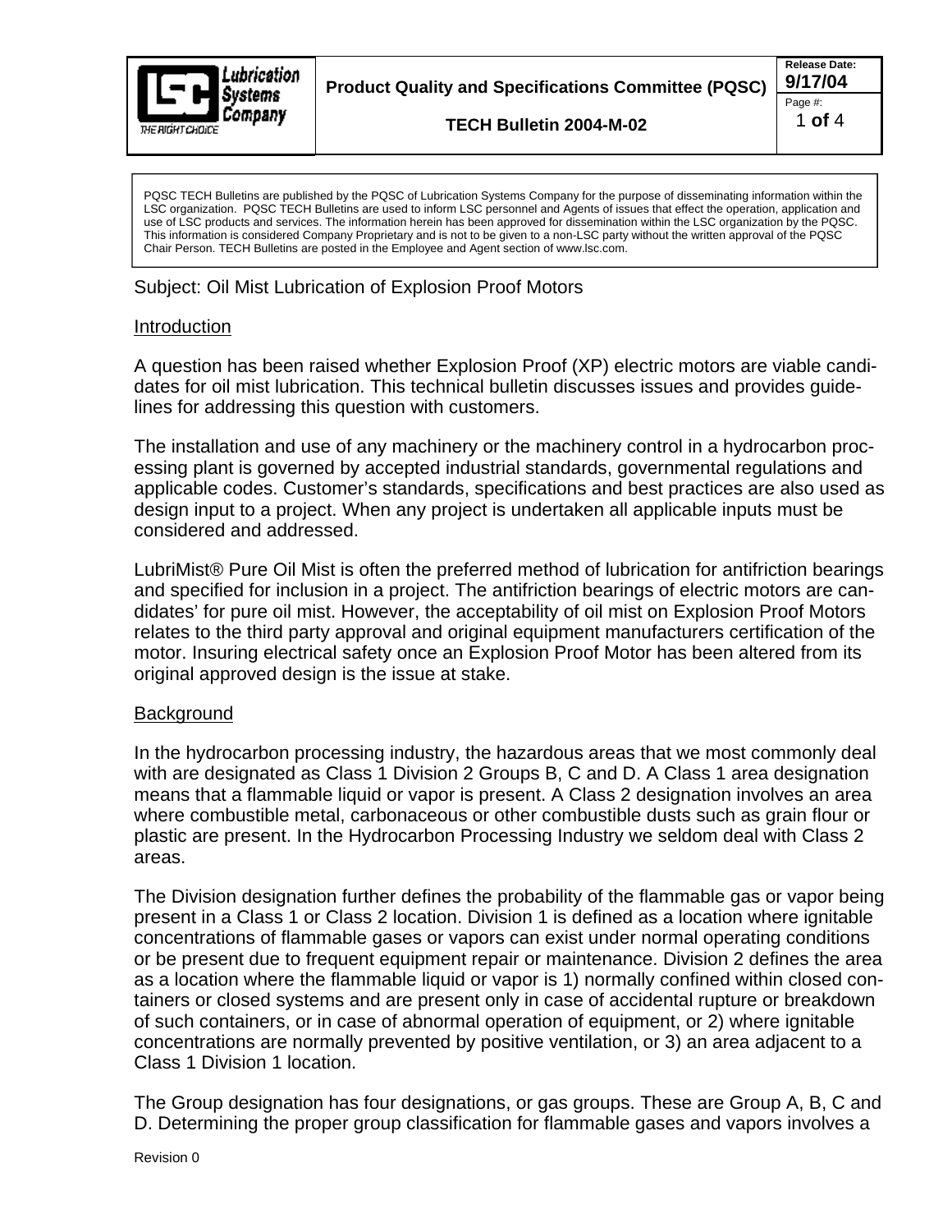**Product Quality and Specifications Committee (PQSC)**

**TECH Bulletin 2004-M-02**

**Release Date: 9/17/04**

> PQSC TECH Bulletins are published by the PQSC of Lubrication Systems Company for the purpose of disseminating information within the LSC organization. PQSC TECH Bulletins are used to inform LSC personnel and Agents of issues that effect the operation, application and use of LSC products and services. The information herein has been approved for dissemination within the LSC organization by the PQSC. This information is considered Company Proprietary and is not to be given to a non-LSC party without the written approval of the PQSC Chair Person. TECH Bulletins are posted in the Employee and Agent section of www.lsc.com.

Subject: Oil Mist Lubrication of Explosion Proof Motors

## Introduction

A question has been raised whether Explosion Proof (XP) electric motors are viable candidates for oil mist lubrication. This technical bulletin discusses issues and provides guidelines for addressing this question with customers.

The installation and use of any machinery or the machinery control in a hydrocarbon processing plant is governed by accepted industrial standards, governmental regulations and applicable codes. Customer's standards, specifications and best practices are also used as design input to a project. When any project is undertaken all applicable inputs must be considered and addressed.

LubriMist® Pure Oil Mist is often the preferred method of lubrication for antifriction bearings and specified for inclusion in a project. The antifriction bearings of electric motors are candidates' for pure oil mist. However, the acceptability of oil mist on Explosion Proof Motors relates to the third party approval and original equipment manufacturers certification of the motor. Insuring electrical safety once an Explosion Proof Motor has been altered from its original approved design is the issue at stake.

## Background

In the hydrocarbon processing industry, the hazardous areas that we most commonly deal with are designated as Class 1 Division 2 Groups B, C and D. A Class 1 area designation means that a flammable liquid or vapor is present. A Class 2 designation involves an area where combustible metal, carbonaceous or other combustible dusts such as grain flour or plastic are present. In the Hydrocarbon Processing Industry we seldom deal with Class 2 areas.

The Division designation further defines the probability of the flammable gas or vapor being present in a Class 1 or Class 2 location. Division 1 is defined as a location where ignitable concentrations of flammable gases or vapors can exist under normal operating conditions or be present due to frequent equipment repair or maintenance. Division 2 defines the area as a location where the flammable liquid or vapor is 1) normally confined within closed containers or closed systems and are present only in case of accidental rupture or breakdown of such containers, or in case of abnormal operation of equipment, or 2) where ignitable concentrations are normally prevented by positive ventilation, or 3) an area adjacent to a Class 1 Division 1 location.

The Group designation has four designations, or gas groups. These are Group A, B, C and D. Determining the proper group classification for flammable gases and vapors involves a

Revision 0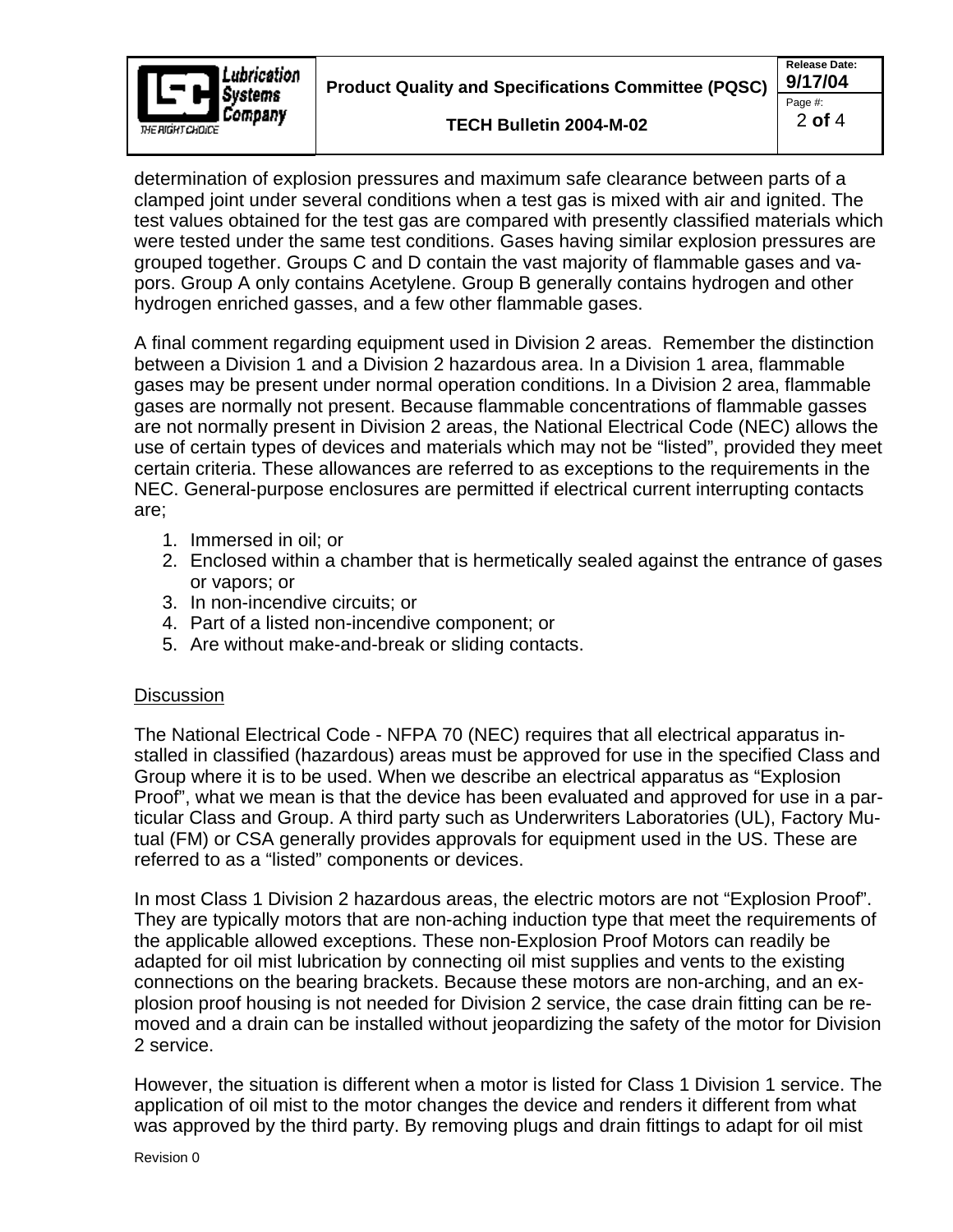determination of explosion pressures and maximum safe clearance between parts of a clamped joint under several conditions when a test gas is mixed with air and ignited. The test values obtained for the test gas are compared with presently classified materials which were tested under the same test conditions. Gases having similar explosion pressures are grouped together. Groups C and D contain the vast majority of flammable gases and vapors. Group A only contains Acetylene. Group B generally contains hydrogen and other hydrogen enriched gasses, and a few other flammable gases.

A final comment regarding equipment used in Division 2 areas. Remember the distinction between a Division 1 and a Division 2 hazardous area. In a Division 1 area, flammable gases may be present under normal operation conditions. In a Division 2 area, flammable gases are normally not present. Because flammable concentrations of flammable gasses are not normally present in Division 2 areas, the National Electrical Code (NEC) allows the use of certain types of devices and materials which may not be "listed", provided they meet certain criteria. These allowances are referred to as exceptions to the requirements in the NEC. General-purpose enclosures are permitted if electrical current interrupting contacts are;

1. Immersed in oil; or
2. Enclosed within a chamber that is hermetically sealed against the entrance of gases or vapors; or
3. In non-incendive circuits; or
4. Part of a listed non-incendive component; or
5. Are without make-and-break or sliding contacts.

<u>Discussion</u>

The National Electrical Code - NFPA 70 (NEC) requires that all electrical apparatus installed in classified (hazardous) areas must be approved for use in the specified Class and Group where it is to be used. When we describe an electrical apparatus as "Explosion Proof", what we mean is that the device has been evaluated and approved for use in a particular Class and Group. A third party such as Underwriters Laboratories (UL), Factory Mutual (FM) or CSA generally provides approvals for equipment used in the US. These are referred to as a "listed" components or devices.

In most Class 1 Division 2 hazardous areas, the electric motors are not "Explosion Proof". They are typically motors that are non-aching induction type that meet the requirements of the applicable allowed exceptions. These non-Explosion Proof Motors can readily be adapted for oil mist lubrication by connecting oil mist supplies and vents to the existing connections on the bearing brackets. Because these motors are non-arching, and an explosion proof housing is not needed for Division 2 service, the case drain fitting can be removed and a drain can be installed without jeopardizing the safety of the motor for Division 2 service.

However, the situation is different when a motor is listed for Class 1 Division 1 service. The application of oil mist to the motor changes the device and renders it different from what was approved by the third party. By removing plugs and drain fittings to adapt for oil mist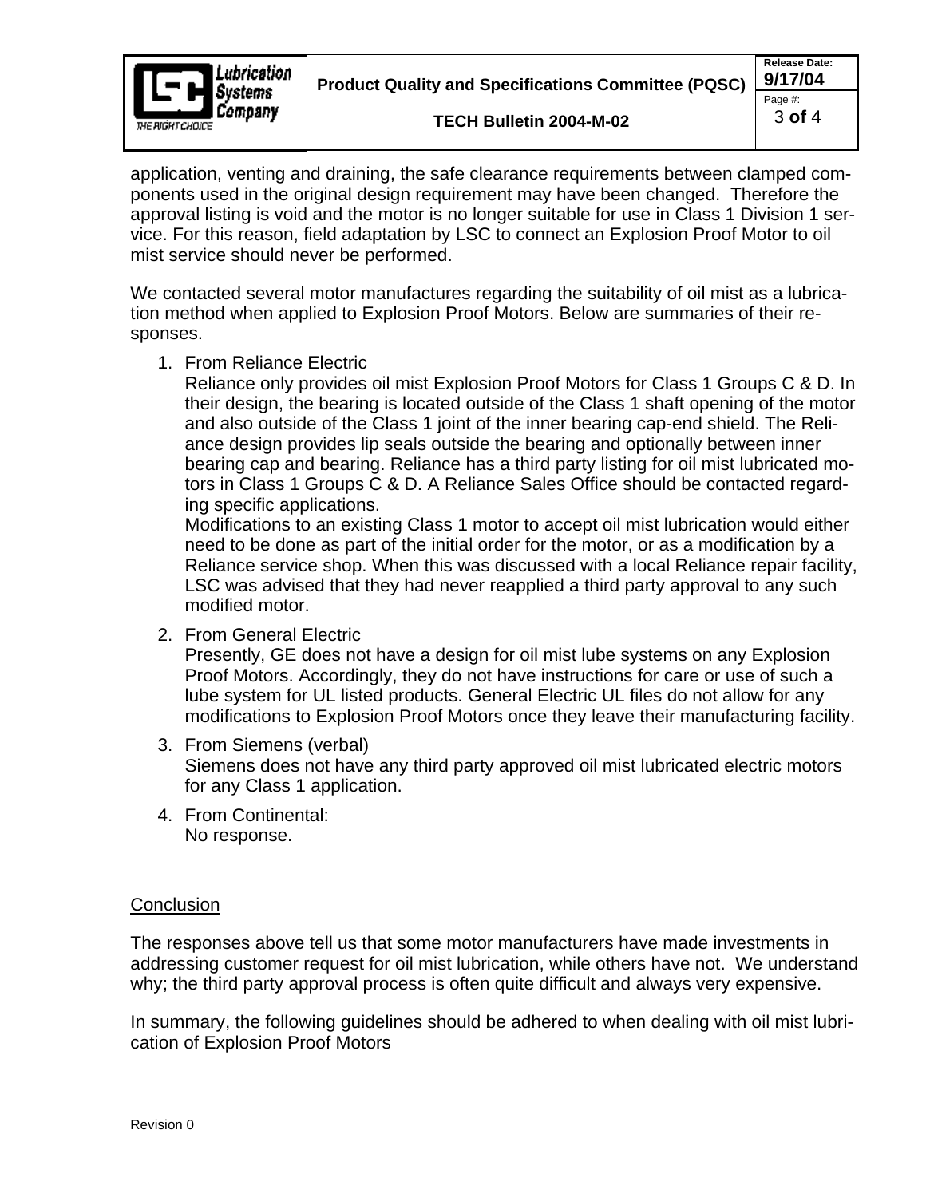application, venting and draining, the safe clearance requirements between clamped components used in the original design requirement may have been changed.  Therefore the approval listing is void and the motor is no longer suitable for use in Class 1 Division 1 service. For this reason, field adaptation by LSC to connect an Explosion Proof Motor to oil mist service should never be performed.

We contacted several motor manufactures regarding the suitability of oil mist as a lubrication method when applied to Explosion Proof Motors. Below are summaries of their responses.

1. From Reliance Electric
   Reliance only provides oil mist Explosion Proof Motors for Class 1 Groups C & D. In their design, the bearing is located outside of the Class 1 shaft opening of the motor and also outside of the Class 1 joint of the inner bearing cap-end shield. The Reliance design provides lip seals outside the bearing and optionally between inner bearing cap and bearing. Reliance has a third party listing for oil mist lubricated motors in Class 1 Groups C & D. A Reliance Sales Office should be contacted regarding specific applications.
   Modifications to an existing Class 1 motor to accept oil mist lubrication would either need to be done as part of the initial order for the motor, or as a modification by a Reliance service shop. When this was discussed with a local Reliance repair facility, LSC was advised that they had never reapplied a third party approval to any such modified motor.
2. From General Electric
   Presently, GE does not have a design for oil mist lube systems on any Explosion Proof Motors. Accordingly, they do not have instructions for care or use of such a lube system for UL listed products. General Electric UL files do not allow for any modifications to Explosion Proof Motors once they leave their manufacturing facility.
3. From Siemens (verbal)
   Siemens does not have any third party approved oil mist lubricated electric motors for any Class 1 application.
4. From Continental:
   No response.

## Conclusion

The responses above tell us that some motor manufacturers have made investments in addressing customer request for oil mist lubrication, while others have not.  We understand why; the third party approval process is often quite difficult and always very expensive.

In summary, the following guidelines should be adhered to when dealing with oil mist lubrication of Explosion Proof Motors

Revision 0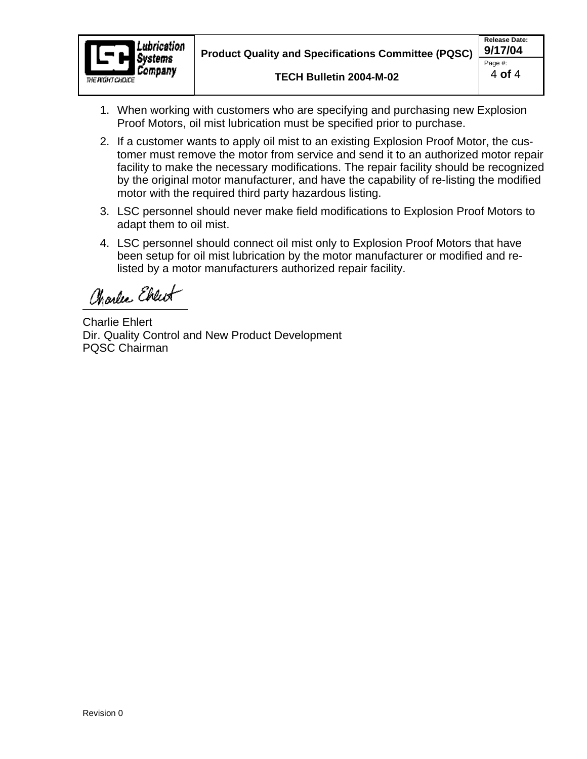1. When working with customers who are specifying and purchasing new Explosion Proof Motors, oil mist lubrication must be specified prior to purchase.
2. If a customer wants to apply oil mist to an existing Explosion Proof Motor, the customer must remove the motor from service and send it to an authorized motor repair facility to make the necessary modifications. The repair facility should be recognized by the original motor manufacturer, and have the capability of re-listing the modified motor with the required third party hazardous listing.
3. LSC personnel should never make field modifications to Explosion Proof Motors to adapt them to oil mist.
4. LSC personnel should connect oil mist only to Explosion Proof Motors that have been setup for oil mist lubrication by the motor manufacturer or modified and re-listed by a motor manufacturers authorized repair facility.

Charlie Ehlert
Dir. Quality Control and New Product Development
PQSC Chairman

Revision 0